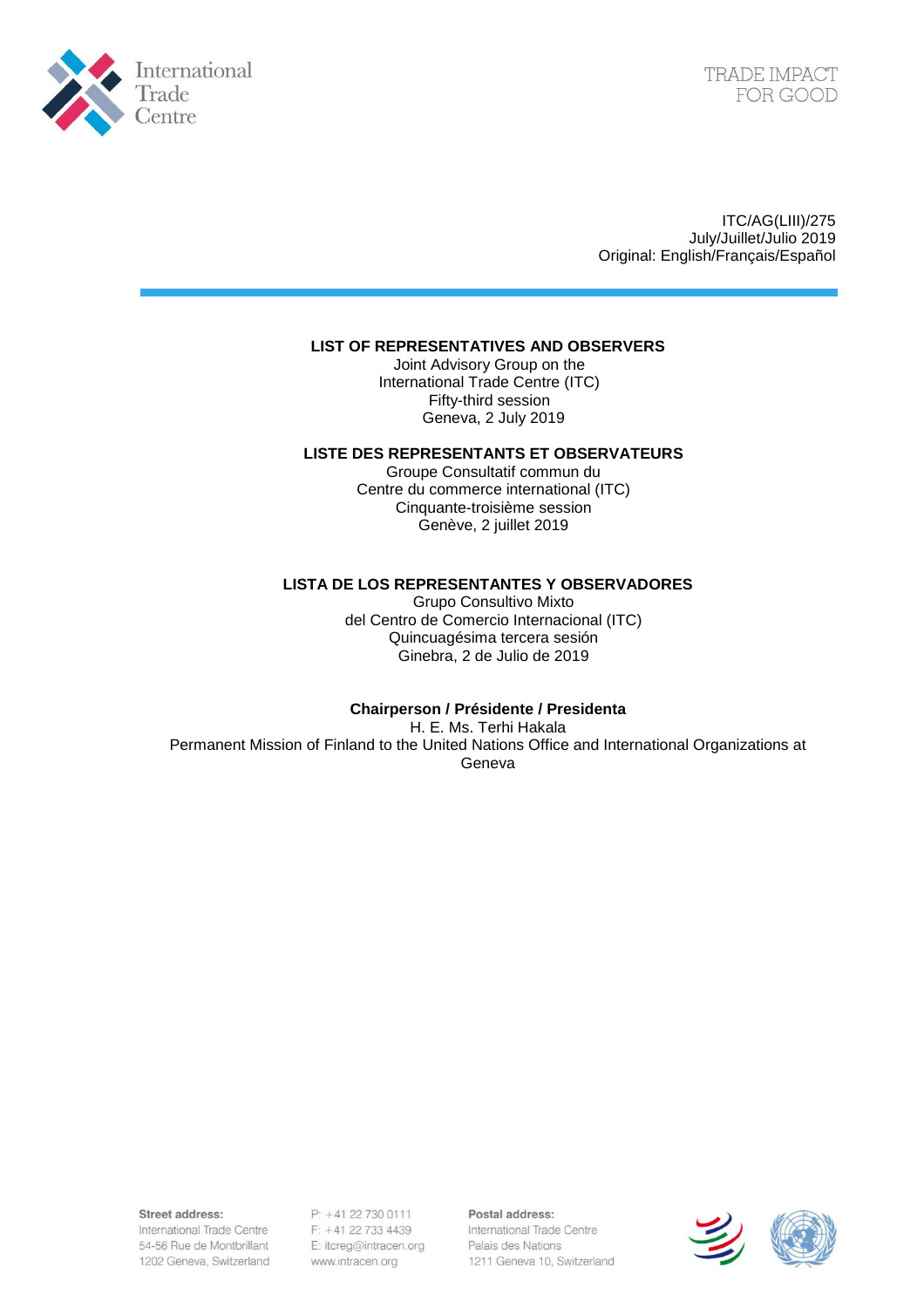International Trade Centre

TRADE IMPACT FOR GOOD

ITC/AG(LIII)/275
July/Juillet/Julio 2019
Original: English/Français/Español

---

**LIST OF REPRESENTATIVES AND OBSERVERS**
Joint Advisory Group on the
International Trade Centre (ITC)
Fifty-third session
Geneva, 2 July 2019

**LISTE DES REPRESENTANTS ET OBSERVATEURS**
Groupe Consultatif commun du
Centre du commerce international (ITC)
Cinquante-troisième session
Genève, 2 juillet 2019

**LISTA DE LOS REPRESENTANTES Y OBSERVADORES**
Grupo Consultivo Mixto
del Centro de Comercio Internacional (ITC)
Quincuagésima tercera sesión
Ginebra, 2 de Julio de 2019

**Chairperson / Présidente / Presidenta**
H. E. Ms. Terhi Hakala
Permanent Mission of Finland to the United Nations Office and International Organizations at Geneva

**Street address:**
International Trade Centre
54-56 Rue de Montbrillant
1202 Geneva, Switzerland

P: +41 22 730 0111
F: +41 22 733 4439
E: itcreg@intracen.org
www.intracen.org

**Postal address:**
International Trade Centre
Palais des Nations
1211 Geneva 10, Switzerland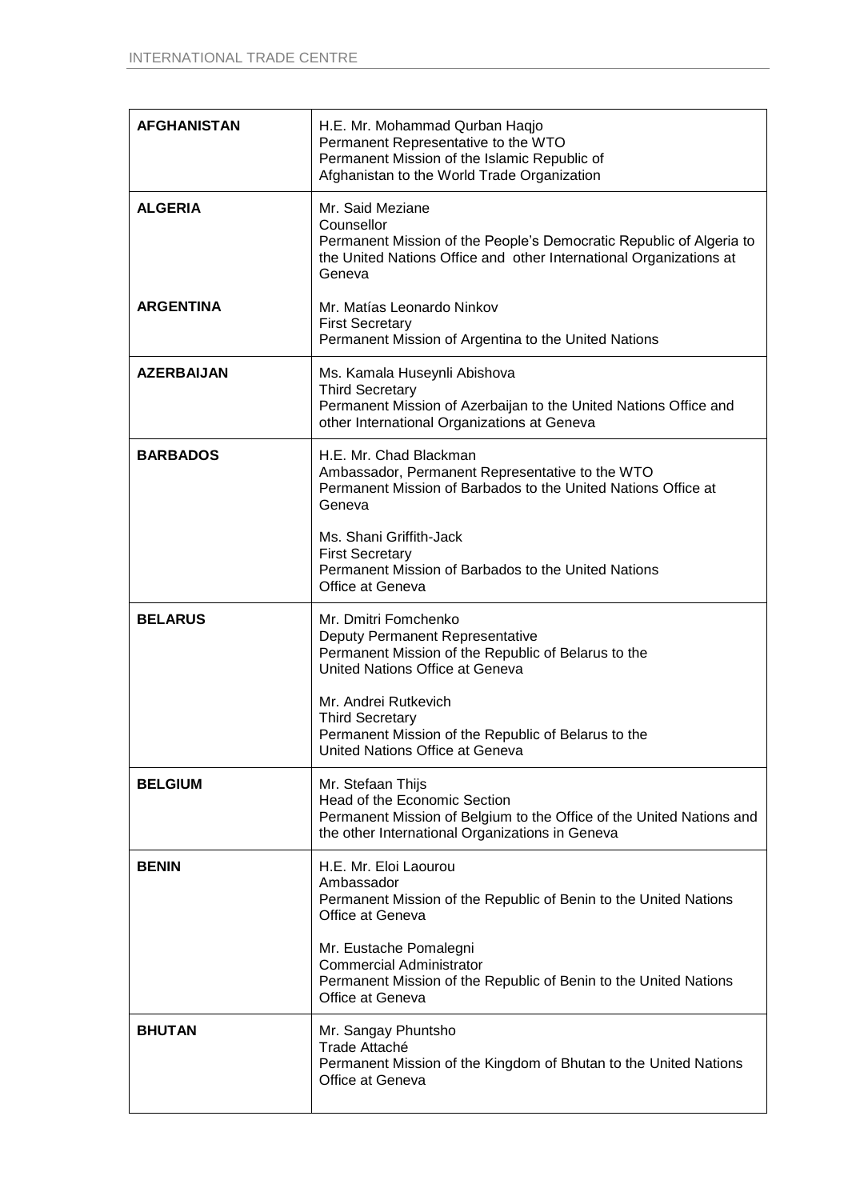| | |
|---|---|
| **AFGHANISTAN** | H.E. Mr. Mohammad Qurban Haqjo<br>Permanent Representative to the WTO<br>Permanent Mission of the Islamic Republic of Afghanistan to the World Trade Organization |
| **ALGERIA** | Mr. Said Meziane<br>Counsellor<br>Permanent Mission of the People's Democratic Republic of Algeria to the United Nations Office and other International Organizations at Geneva |
| **ARGENTINA** | Mr. Matías Leonardo Ninkov<br>First Secretary<br>Permanent Mission of Argentina to the United Nations |
| **AZERBAIJAN** | Ms. Kamala Huseynli Abishova<br>Third Secretary<br>Permanent Mission of Azerbaijan to the United Nations Office and other International Organizations at Geneva |
| **BARBADOS** | H.E. Mr. Chad Blackman<br>Ambassador, Permanent Representative to the WTO<br>Permanent Mission of Barbados to the United Nations Office at Geneva<br><br>Ms. Shani Griffith-Jack<br>First Secretary<br>Permanent Mission of Barbados to the United Nations Office at Geneva |
| **BELARUS** | Mr. Dmitri Fomchenko<br>Deputy Permanent Representative<br>Permanent Mission of the Republic of Belarus to the United Nations Office at Geneva<br><br>Mr. Andrei Rutkevich<br>Third Secretary<br>Permanent Mission of the Republic of Belarus to the United Nations Office at Geneva |
| **BELGIUM** | Mr. Stefaan Thijs<br>Head of the Economic Section<br>Permanent Mission of Belgium to the Office of the United Nations and the other International Organizations in Geneva |
| **BENIN** | H.E. Mr. Eloi Laourou<br>Ambassador<br>Permanent Mission of the Republic of Benin to the United Nations Office at Geneva<br><br>Mr. Eustache Pomalegni<br>Commercial Administrator<br>Permanent Mission of the Republic of Benin to the United Nations Office at Geneva |
| **BHUTAN** | Mr. Sangay Phuntsho<br>Trade Attaché<br>Permanent Mission of the Kingdom of Bhutan to the United Nations Office at Geneva |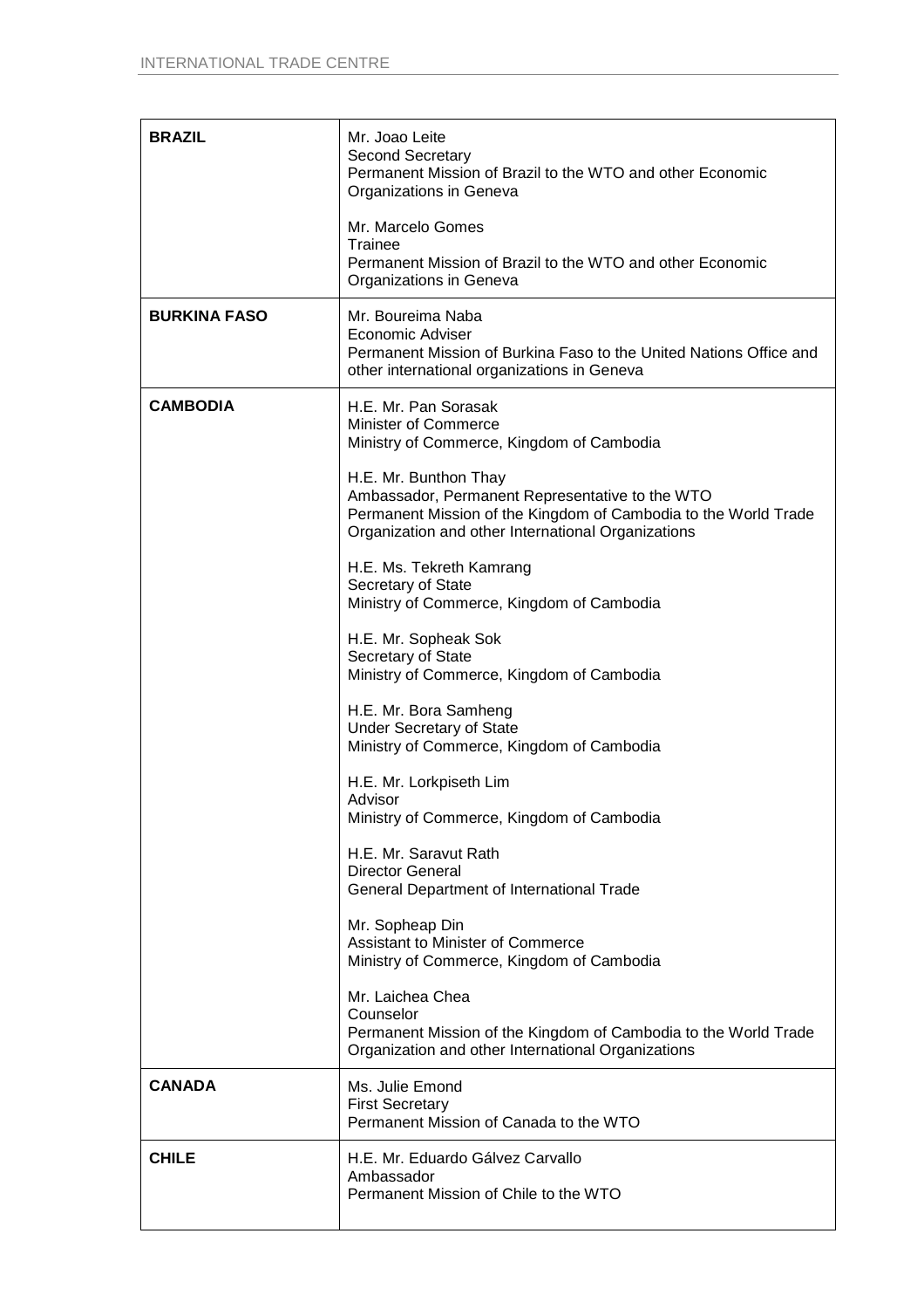| | |
|---|---|
| **BRAZIL** | Mr. Joao Leite<br>Second Secretary<br>Permanent Mission of Brazil to the WTO and other Economic Organizations in Geneva<br><br>Mr. Marcelo Gomes<br>Trainee<br>Permanent Mission of Brazil to the WTO and other Economic Organizations in Geneva |
| **BURKINA FASO** | Mr. Boureima Naba<br>Economic Adviser<br>Permanent Mission of Burkina Faso to the United Nations Office and other international organizations in Geneva |
| **CAMBODIA** | H.E. Mr. Pan Sorasak<br>Minister of Commerce<br>Ministry of Commerce, Kingdom of Cambodia<br><br>H.E. Mr. Bunthon Thay<br>Ambassador, Permanent Representative to the WTO<br>Permanent Mission of the Kingdom of Cambodia to the World Trade Organization and other International Organizations<br><br>H.E. Ms. Tekreth Kamrang<br>Secretary of State<br>Ministry of Commerce, Kingdom of Cambodia<br><br>H.E. Mr. Sopheak Sok<br>Secretary of State<br>Ministry of Commerce, Kingdom of Cambodia<br><br>H.E. Mr. Bora Samheng<br>Under Secretary of State<br>Ministry of Commerce, Kingdom of Cambodia<br><br>H.E. Mr. Lorkpiseth Lim<br>Advisor<br>Ministry of Commerce, Kingdom of Cambodia<br><br>H.E. Mr. Saravut Rath<br>Director General<br>General Department of International Trade<br><br>Mr. Sopheap Din<br>Assistant to Minister of Commerce<br>Ministry of Commerce, Kingdom of Cambodia<br><br>Mr. Laichea Chea<br>Counselor<br>Permanent Mission of the Kingdom of Cambodia to the World Trade Organization and other International Organizations |
| **CANADA** | Ms. Julie Emond<br>First Secretary<br>Permanent Mission of Canada to the WTO |
| **CHILE** | H.E. Mr. Eduardo Gálvez Carvallo<br>Ambassador<br>Permanent Mission of Chile to the WTO |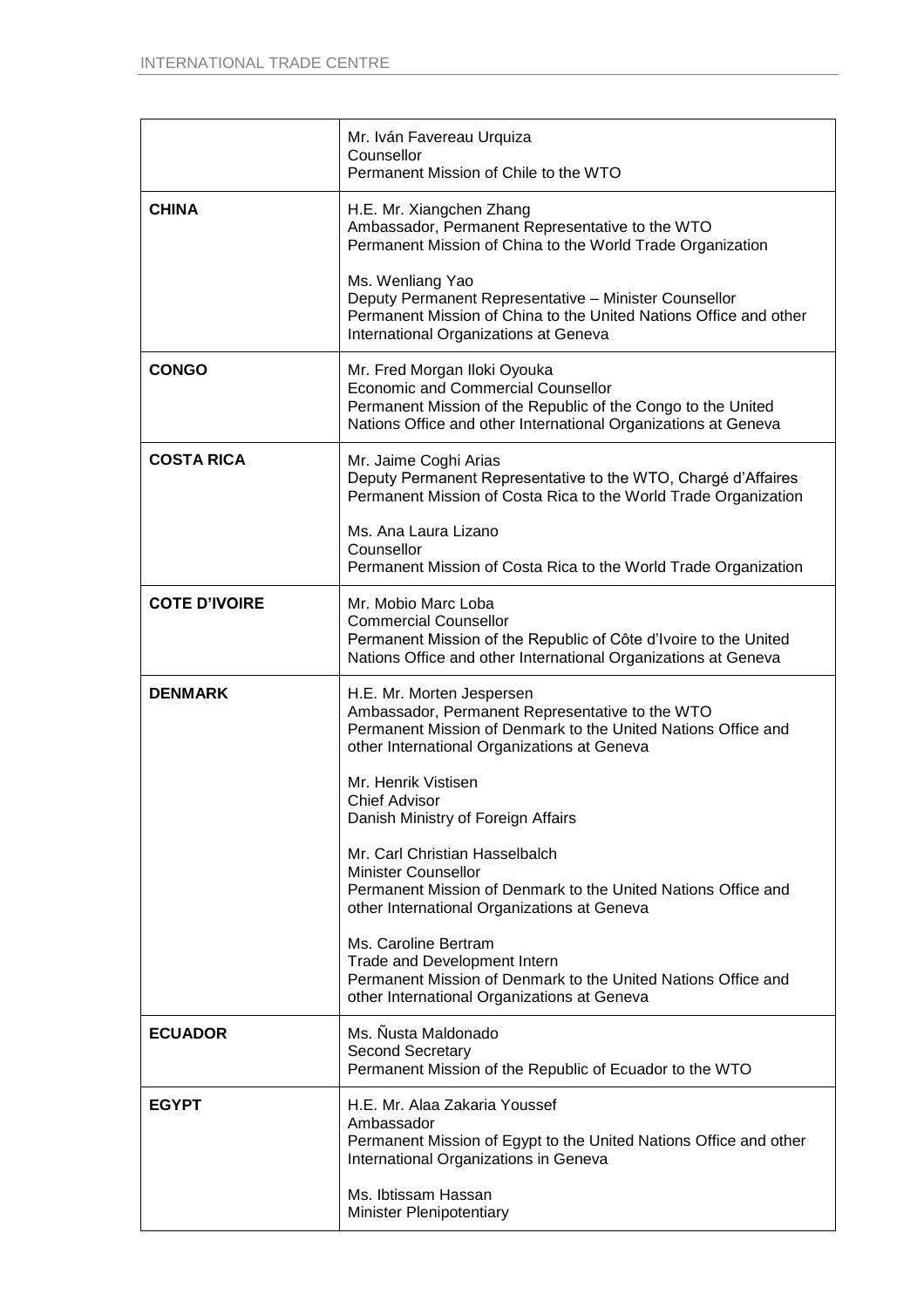| | |
|---|---|
| | Mr. Iván Favereau Urquiza<br>Counsellor<br>Permanent Mission of Chile to the WTO |
| **CHINA** | H.E. Mr. Xiangchen Zhang<br>Ambassador, Permanent Representative to the WTO<br>Permanent Mission of China to the World Trade Organization<br><br>Ms. Wenliang Yao<br>Deputy Permanent Representative – Minister Counsellor<br>Permanent Mission of China to the United Nations Office and other International Organizations at Geneva |
| **CONGO** | Mr. Fred Morgan Iloki Oyouka<br>Economic and Commercial Counsellor<br>Permanent Mission of the Republic of the Congo to the United Nations Office and other International Organizations at Geneva |
| **COSTA RICA** | Mr. Jaime Coghi Arias<br>Deputy Permanent Representative to the WTO, Chargé d'Affaires<br>Permanent Mission of Costa Rica to the World Trade Organization<br><br>Ms. Ana Laura Lizano<br>Counsellor<br>Permanent Mission of Costa Rica to the World Trade Organization |
| **COTE D'IVOIRE** | Mr. Mobio Marc Loba<br>Commercial Counsellor<br>Permanent Mission of the Republic of Côte d'Ivoire to the United Nations Office and other International Organizations at Geneva |
| **DENMARK** | H.E. Mr. Morten Jespersen<br>Ambassador, Permanent Representative to the WTO<br>Permanent Mission of Denmark to the United Nations Office and other International Organizations at Geneva<br><br>Mr. Henrik Vistisen<br>Chief Advisor<br>Danish Ministry of Foreign Affairs<br><br>Mr. Carl Christian Hasselbalch<br>Minister Counsellor<br>Permanent Mission of Denmark to the United Nations Office and other International Organizations at Geneva<br><br>Ms. Caroline Bertram<br>Trade and Development Intern<br>Permanent Mission of Denmark to the United Nations Office and other International Organizations at Geneva |
| **ECUADOR** | Ms. Ñusta Maldonado<br>Second Secretary<br>Permanent Mission of the Republic of Ecuador to the WTO |
| **EGYPT** | H.E. Mr. Alaa Zakaria Youssef<br>Ambassador<br>Permanent Mission of Egypt to the United Nations Office and other International Organizations in Geneva<br><br>Ms. Ibtissam Hassan<br>Minister Plenipotentiary |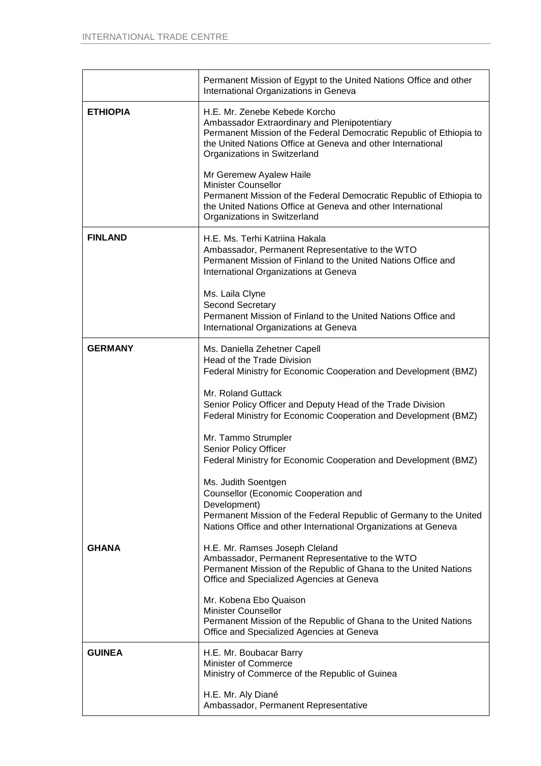| | |
|---|---|
| | Permanent Mission of Egypt to the United Nations Office and other International Organizations in Geneva |
| **ETHIOPIA** | H.E. Mr. Zenebe Kebede Korcho<br>Ambassador Extraordinary and Plenipotentiary<br>Permanent Mission of the Federal Democratic Republic of Ethiopia to the United Nations Office at Geneva and other International Organizations in Switzerland<br><br>Mr Geremew Ayalew Haile<br>Minister Counsellor<br>Permanent Mission of the Federal Democratic Republic of Ethiopia to the United Nations Office at Geneva and other International Organizations in Switzerland |
| **FINLAND** | H.E. Ms. Terhi Katriina Hakala<br>Ambassador, Permanent Representative to the WTO<br>Permanent Mission of Finland to the United Nations Office and International Organizations at Geneva<br><br>Ms. Laila Clyne<br>Second Secretary<br>Permanent Mission of Finland to the United Nations Office and International Organizations at Geneva |
| **GERMANY**<br><br><br><br><br><br><br><br><br><br><br><br><br><br><br><br>**GHANA** | Ms. Daniella Zehetner Capell<br>Head of the Trade Division<br>Federal Ministry for Economic Cooperation and Development (BMZ)<br><br>Mr. Roland Guttack<br>Senior Policy Officer and Deputy Head of the Trade Division<br>Federal Ministry for Economic Cooperation and Development (BMZ)<br><br>Mr. Tammo Strumpler<br>Senior Policy Officer<br>Federal Ministry for Economic Cooperation and Development (BMZ)<br><br>Ms. Judith Soentgen<br>Counsellor (Economic Cooperation and Development)<br>Permanent Mission of the Federal Republic of Germany to the United Nations Office and other International Organizations at Geneva<br><br>H.E. Mr. Ramses Joseph Cleland<br>Ambassador, Permanent Representative to the WTO<br>Permanent Mission of the Republic of Ghana to the United Nations Office and Specialized Agencies at Geneva<br><br>Mr. Kobena Ebo Quaison<br>Minister Counsellor<br>Permanent Mission of the Republic of Ghana to the United Nations Office and Specialized Agencies at Geneva |
| **GUINEA** | H.E. Mr. Boubacar Barry<br>Minister of Commerce<br>Ministry of Commerce of the Republic of Guinea<br><br>H.E. Mr. Aly Diané<br>Ambassador, Permanent Representative |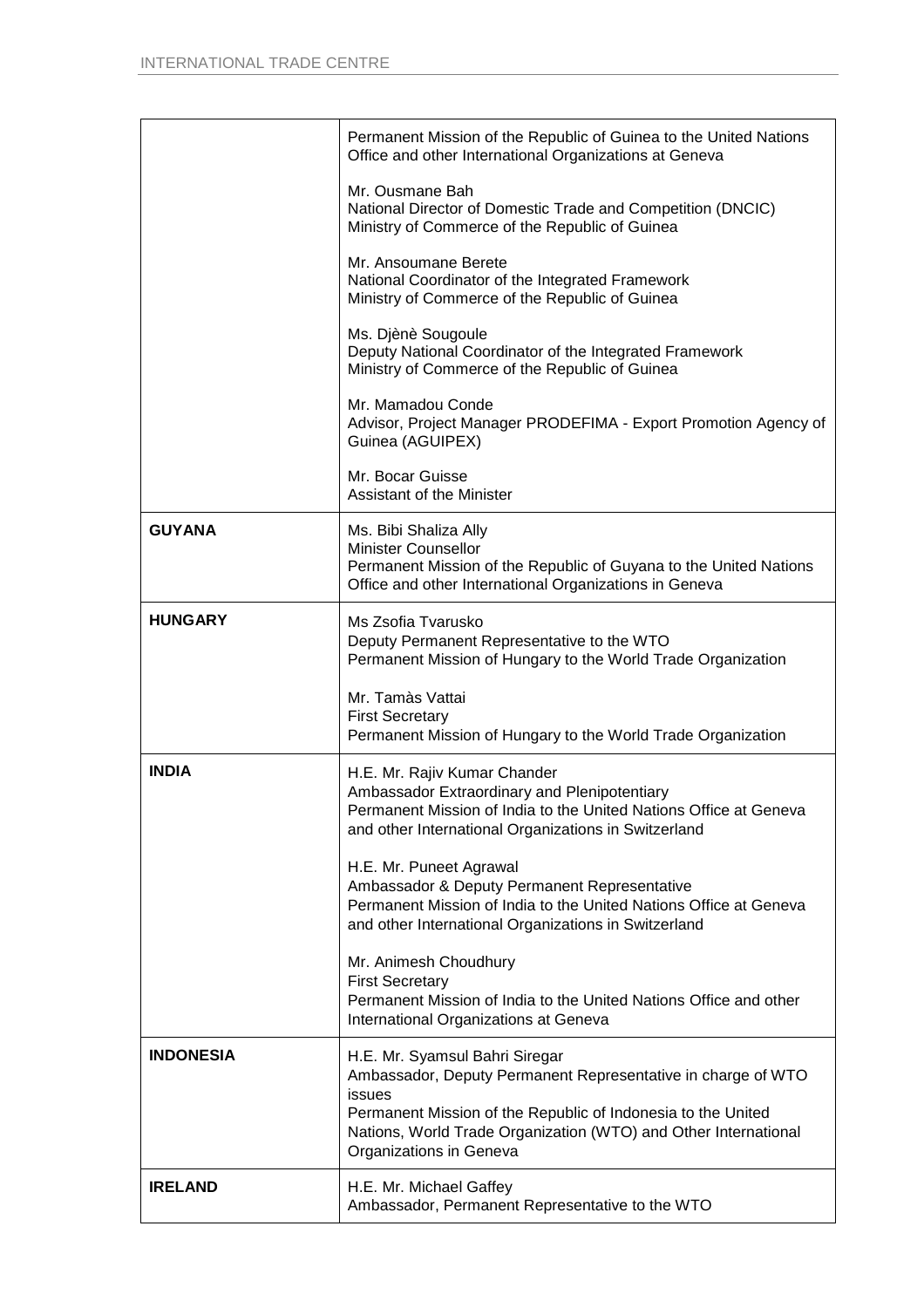| | |
|---|---|
| | Permanent Mission of the Republic of Guinea to the United Nations Office and other International Organizations at Geneva<br><br>Mr. Ousmane Bah<br>National Director of Domestic Trade and Competition (DNCIC)<br>Ministry of Commerce of the Republic of Guinea<br><br>Mr. Ansoumane Berete<br>National Coordinator of the Integrated Framework<br>Ministry of Commerce of the Republic of Guinea<br><br>Ms. Djènè Sougoule<br>Deputy National Coordinator of the Integrated Framework<br>Ministry of Commerce of the Republic of Guinea<br><br>Mr. Mamadou Conde<br>Advisor, Project Manager PRODEFIMA - Export Promotion Agency of Guinea (AGUIPEX)<br><br>Mr. Bocar Guisse<br>Assistant of the Minister |
| **GUYANA** | Ms. Bibi Shaliza Ally<br>Minister Counsellor<br>Permanent Mission of the Republic of Guyana to the United Nations Office and other International Organizations in Geneva |
| **HUNGARY** | Ms Zsofia Tvarusko<br>Deputy Permanent Representative to the WTO<br>Permanent Mission of Hungary to the World Trade Organization<br><br>Mr. Tamàs Vattai<br>First Secretary<br>Permanent Mission of Hungary to the World Trade Organization |
| **INDIA** | H.E. Mr. Rajiv Kumar Chander<br>Ambassador Extraordinary and Plenipotentiary<br>Permanent Mission of India to the United Nations Office at Geneva and other International Organizations in Switzerland<br><br>H.E. Mr. Puneet Agrawal<br>Ambassador & Deputy Permanent Representative<br>Permanent Mission of India to the United Nations Office at Geneva and other International Organizations in Switzerland<br><br>Mr. Animesh Choudhury<br>First Secretary<br>Permanent Mission of India to the United Nations Office and other International Organizations at Geneva |
| **INDONESIA** | H.E. Mr. Syamsul Bahri Siregar<br>Ambassador, Deputy Permanent Representative in charge of WTO issues<br>Permanent Mission of the Republic of Indonesia to the United Nations, World Trade Organization (WTO) and Other International Organizations in Geneva |
| **IRELAND** | H.E. Mr. Michael Gaffey<br>Ambassador, Permanent Representative to the WTO |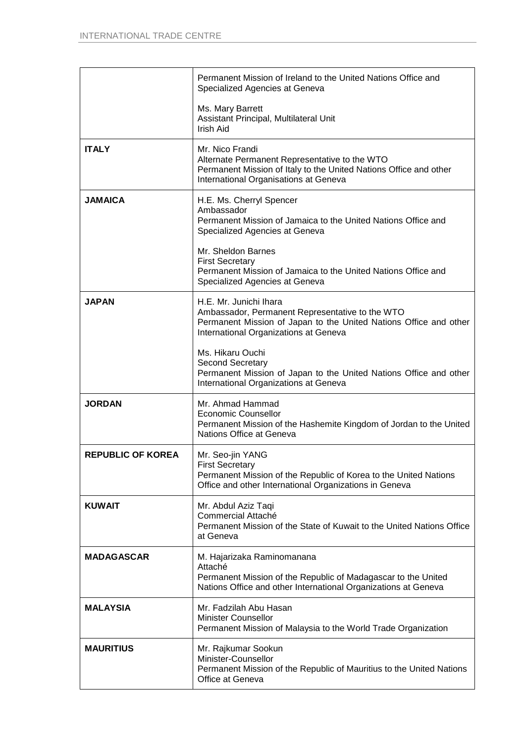| | |
|---|---|
| | Permanent Mission of Ireland to the United Nations Office and Specialized Agencies at Geneva<br><br>Ms. Mary Barrett<br>Assistant Principal, Multilateral Unit<br>Irish Aid |
| **ITALY** | Mr. Nico Frandi<br>Alternate Permanent Representative to the WTO<br>Permanent Mission of Italy to the United Nations Office and other International Organisations at Geneva |
| **JAMAICA** | H.E. Ms. Cherryl Spencer<br>Ambassador<br>Permanent Mission of Jamaica to the United Nations Office and Specialized Agencies at Geneva<br><br>Mr. Sheldon Barnes<br>First Secretary<br>Permanent Mission of Jamaica to the United Nations Office and Specialized Agencies at Geneva |
| **JAPAN** | H.E. Mr. Junichi Ihara<br>Ambassador, Permanent Representative to the WTO<br>Permanent Mission of Japan to the United Nations Office and other International Organizations at Geneva<br><br>Ms. Hikaru Ouchi<br>Second Secretary<br>Permanent Mission of Japan to the United Nations Office and other International Organizations at Geneva |
| **JORDAN** | Mr. Ahmad Hammad<br>Economic Counsellor<br>Permanent Mission of the Hashemite Kingdom of Jordan to the United Nations Office at Geneva |
| **REPUBLIC OF KOREA** | Mr. Seo-jin YANG<br>First Secretary<br>Permanent Mission of the Republic of Korea to the United Nations Office and other International Organizations in Geneva |
| **KUWAIT** | Mr. Abdul Aziz Taqi<br>Commercial Attaché<br>Permanent Mission of the State of Kuwait to the United Nations Office at Geneva |
| **MADAGASCAR** | M. Hajarizaka Raminomanana<br>Attaché<br>Permanent Mission of the Republic of Madagascar to the United Nations Office and other International Organizations at Geneva |
| **MALAYSIA** | Mr. Fadzilah Abu Hasan<br>Minister Counsellor<br>Permanent Mission of Malaysia to the World Trade Organization |
| **MAURITIUS** | Mr. Rajkumar Sookun<br>Minister-Counsellor<br>Permanent Mission of the Republic of Mauritius to the United Nations Office at Geneva |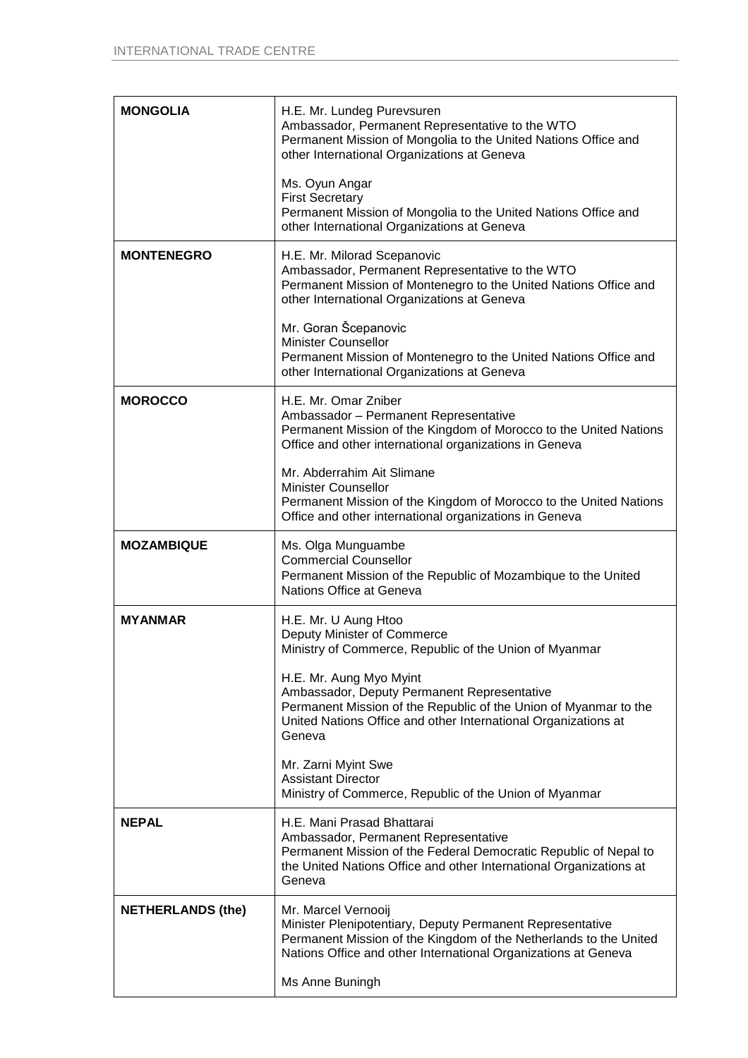| | |
|---|---|
| **MONGOLIA** | H.E. Mr. Lundeg Purevsuren<br>Ambassador, Permanent Representative to the WTO<br>Permanent Mission of Mongolia to the United Nations Office and other International Organizations at Geneva<br><br>Ms. Oyun Angar<br>First Secretary<br>Permanent Mission of Mongolia to the United Nations Office and other International Organizations at Geneva |
| **MONTENEGRO** | H.E. Mr. Milorad Scepanovic<br>Ambassador, Permanent Representative to the WTO<br>Permanent Mission of Montenegro to the United Nations Office and other International Organizations at Geneva<br><br>Mr. Goran Šcepanovic<br>Minister Counsellor<br>Permanent Mission of Montenegro to the United Nations Office and other International Organizations at Geneva |
| **MOROCCO** | H.E. Mr. Omar Zniber<br>Ambassador – Permanent Representative<br>Permanent Mission of the Kingdom of Morocco to the United Nations Office and other international organizations in Geneva<br><br>Mr. Abderrahim Ait Slimane<br>Minister Counsellor<br>Permanent Mission of the Kingdom of Morocco to the United Nations Office and other international organizations in Geneva |
| **MOZAMBIQUE** | Ms. Olga Munguambe<br>Commercial Counsellor<br>Permanent Mission of the Republic of Mozambique to the United Nations Office at Geneva |
| **MYANMAR** | H.E. Mr. U Aung Htoo<br>Deputy Minister of Commerce<br>Ministry of Commerce, Republic of the Union of Myanmar<br><br>H.E. Mr. Aung Myo Myint<br>Ambassador, Deputy Permanent Representative<br>Permanent Mission of the Republic of the Union of Myanmar to the United Nations Office and other International Organizations at Geneva<br><br>Mr. Zarni Myint Swe<br>Assistant Director<br>Ministry of Commerce, Republic of the Union of Myanmar |
| **NEPAL** | H.E. Mani Prasad Bhattarai<br>Ambassador, Permanent Representative<br>Permanent Mission of the Federal Democratic Republic of Nepal to the United Nations Office and other International Organizations at Geneva |
| **NETHERLANDS (the)** | Mr. Marcel Vernooij<br>Minister Plenipotentiary, Deputy Permanent Representative<br>Permanent Mission of the Kingdom of the Netherlands to the United Nations Office and other International Organizations at Geneva<br><br>Ms Anne Buningh |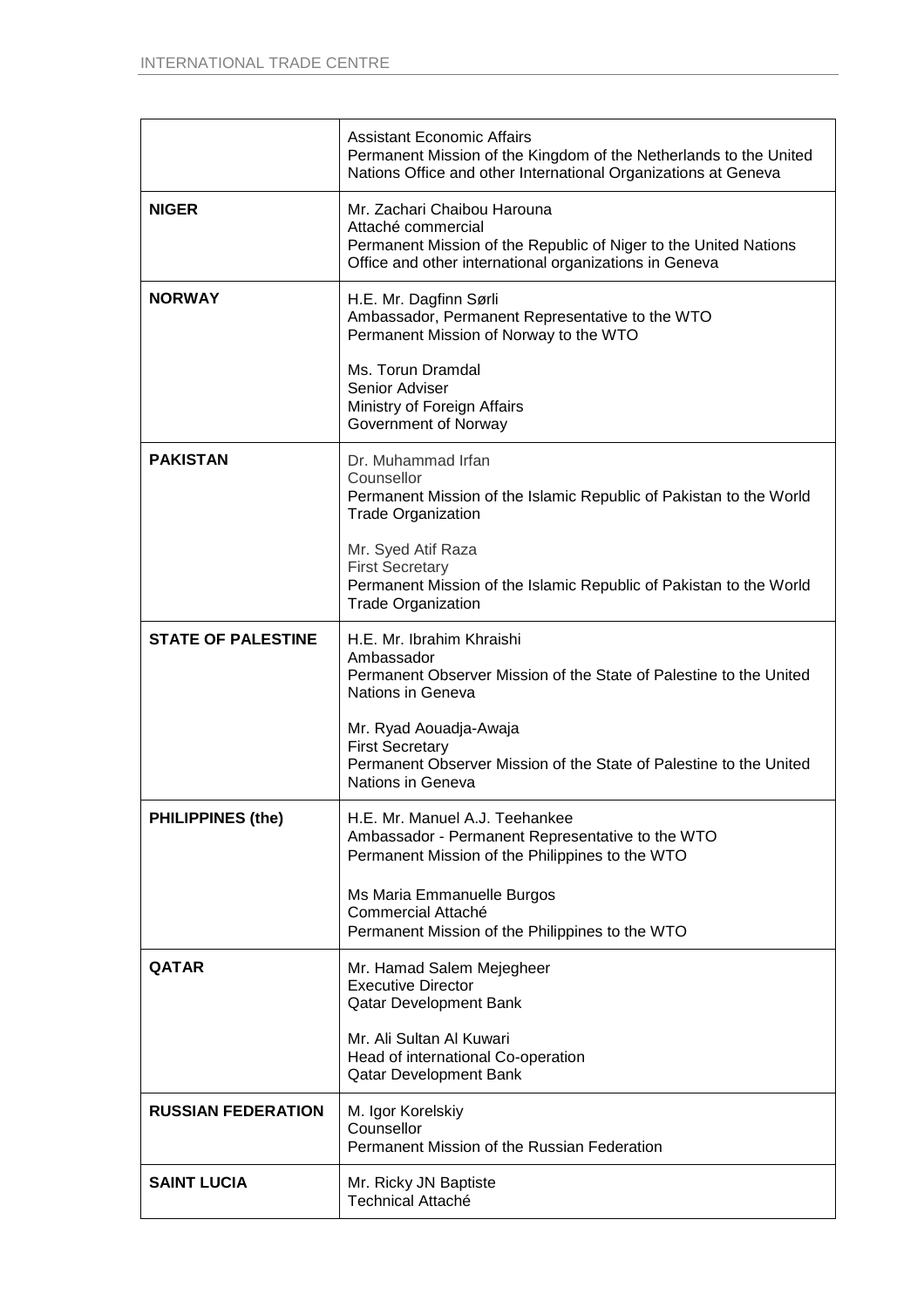| | |
|---|---|
| | Assistant Economic Affairs<br>Permanent Mission of the Kingdom of the Netherlands to the United Nations Office and other International Organizations at Geneva |
| **NIGER** | Mr. Zachari Chaibou Harouna<br>Attaché commercial<br>Permanent Mission of the Republic of Niger to the United Nations Office and other international organizations in Geneva |
| **NORWAY** | H.E. Mr. Dagfinn Sørli<br>Ambassador, Permanent Representative to the WTO<br>Permanent Mission of Norway to the WTO<br><br>Ms. Torun Dramdal<br>Senior Adviser<br>Ministry of Foreign Affairs<br>Government of Norway |
| **PAKISTAN** | Dr. Muhammad Irfan<br>Counsellor<br>Permanent Mission of the Islamic Republic of Pakistan to the World Trade Organization<br><br>Mr. Syed Atif Raza<br>First Secretary<br>Permanent Mission of the Islamic Republic of Pakistan to the World Trade Organization |
| **STATE OF PALESTINE** | H.E. Mr. Ibrahim Khraishi<br>Ambassador<br>Permanent Observer Mission of the State of Palestine to the United Nations in Geneva<br><br>Mr. Ryad Aouadja-Awaja<br>First Secretary<br>Permanent Observer Mission of the State of Palestine to the United Nations in Geneva |
| **PHILIPPINES (the)** | H.E. Mr. Manuel A.J. Teehankee<br>Ambassador - Permanent Representative to the WTO<br>Permanent Mission of the Philippines to the WTO<br><br>Ms Maria Emmanuelle Burgos<br>Commercial Attaché<br>Permanent Mission of the Philippines to the WTO |
| **QATAR** | Mr. Hamad Salem Mejegheer<br>Executive Director<br>Qatar Development Bank<br><br>Mr. Ali Sultan Al Kuwari<br>Head of international Co-operation<br>Qatar Development Bank |
| **RUSSIAN FEDERATION** | M. Igor Korelskiy<br>Counsellor<br>Permanent Mission of the Russian Federation |
| **SAINT LUCIA** | Mr. Ricky JN Baptiste<br>Technical Attaché |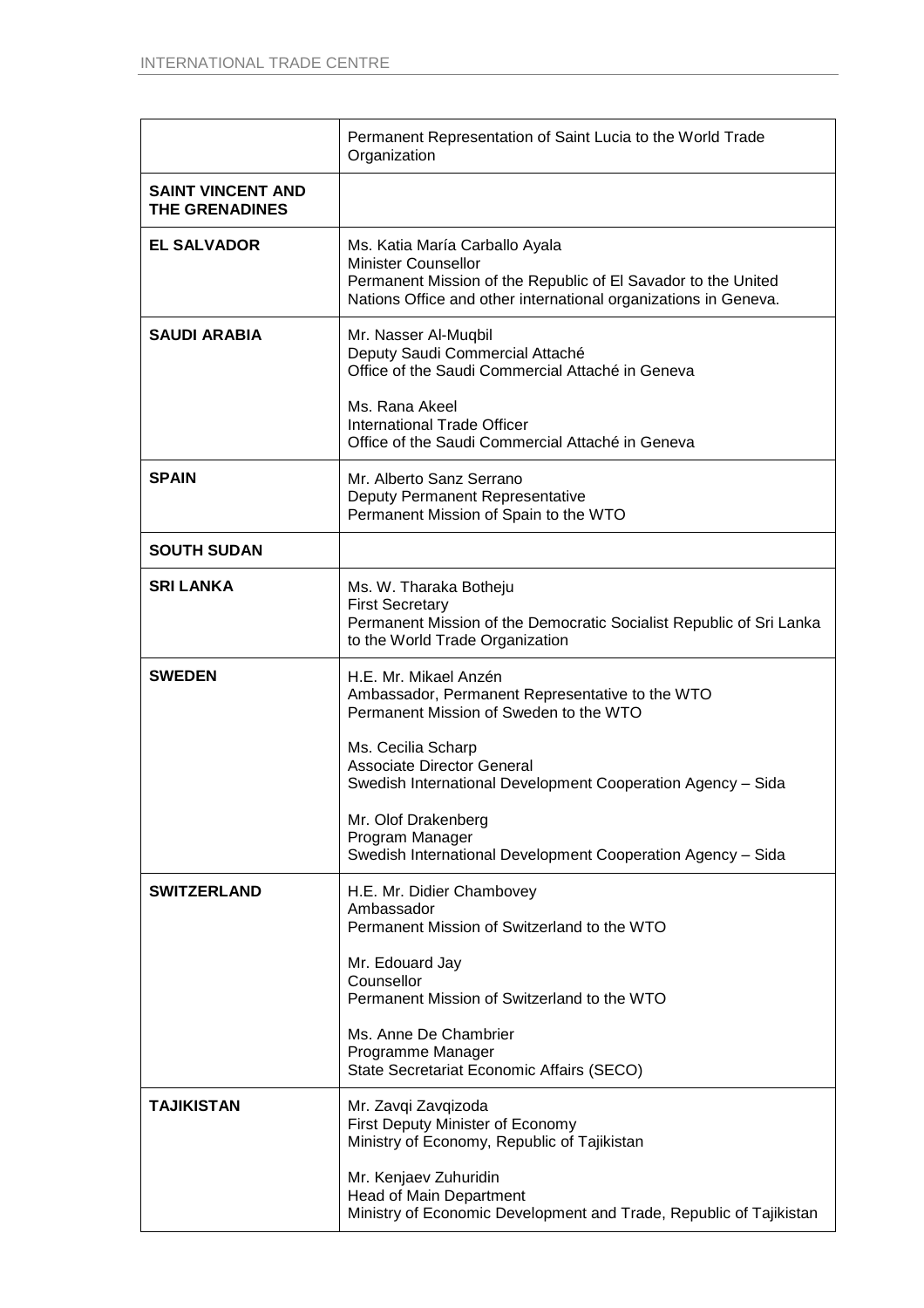| | |
|---|---|
| | Permanent Representation of Saint Lucia to the World Trade Organization |
| **SAINT VINCENT AND THE GRENADINES** | |
| **EL SALVADOR** | Ms. Katia María Carballo Ayala<br>Minister Counsellor<br>Permanent Mission of the Republic of El Savador to the United Nations Office and other international organizations in Geneva. |
| **SAUDI ARABIA** | Mr. Nasser Al-Muqbil<br>Deputy Saudi Commercial Attaché<br>Office of the Saudi Commercial Attaché in Geneva<br><br>Ms. Rana Akeel<br>International Trade Officer<br>Office of the Saudi Commercial Attaché in Geneva |
| **SPAIN** | Mr. Alberto Sanz Serrano<br>Deputy Permanent Representative<br>Permanent Mission of Spain to the WTO |
| **SOUTH SUDAN** | |
| **SRI LANKA** | Ms. W. Tharaka Botheju<br>First Secretary<br>Permanent Mission of the Democratic Socialist Republic of Sri Lanka to the World Trade Organization |
| **SWEDEN** | H.E. Mr. Mikael Anzén<br>Ambassador, Permanent Representative to the WTO<br>Permanent Mission of Sweden to the WTO<br><br>Ms. Cecilia Scharp<br>Associate Director General<br>Swedish International Development Cooperation Agency – Sida<br><br>Mr. Olof Drakenberg<br>Program Manager<br>Swedish International Development Cooperation Agency – Sida |
| **SWITZERLAND** | H.E. Mr. Didier Chambovey<br>Ambassador<br>Permanent Mission of Switzerland to the WTO<br><br>Mr. Edouard Jay<br>Counsellor<br>Permanent Mission of Switzerland to the WTO<br><br>Ms. Anne De Chambrier<br>Programme Manager<br>State Secretariat Economic Affairs (SECO) |
| **TAJIKISTAN** | Mr. Zavqi Zavqizoda<br>First Deputy Minister of Economy<br>Ministry of Economy, Republic of Tajikistan<br><br>Mr. Kenjaev Zuhuridin<br>Head of Main Department<br>Ministry of Economic Development and Trade, Republic of Tajikistan |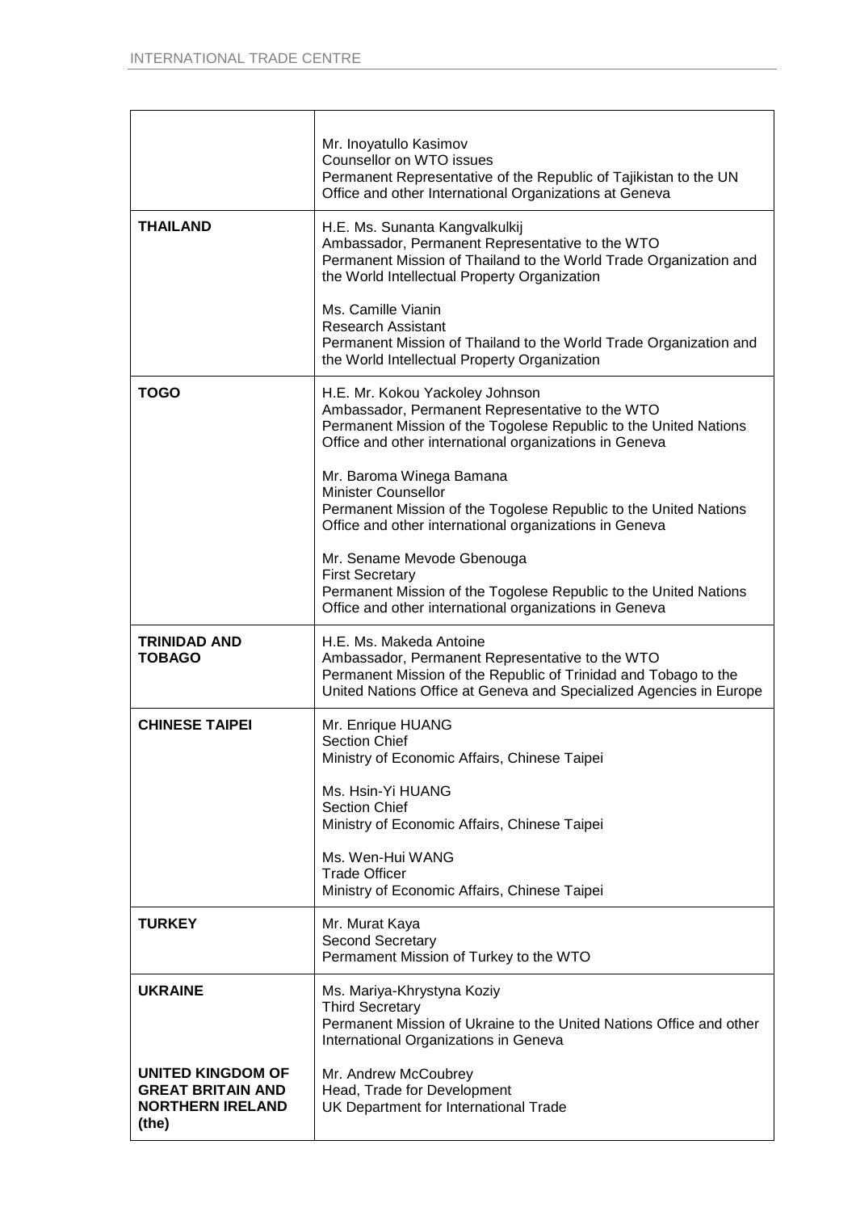| | |
|---|---|
| | Mr. Inoyatullo Kasimov<br>Counsellor on WTO issues<br>Permanent Representative of the Republic of Tajikistan to the UN Office and other International Organizations at Geneva |
| **THAILAND** | H.E. Ms. Sunanta Kangvalkulkij<br>Ambassador, Permanent Representative to the WTO<br>Permanent Mission of Thailand to the World Trade Organization and the World Intellectual Property Organization<br><br>Ms. Camille Vianin<br>Research Assistant<br>Permanent Mission of Thailand to the World Trade Organization and the World Intellectual Property Organization |
| **TOGO** | H.E. Mr. Kokou Yackoley Johnson<br>Ambassador, Permanent Representative to the WTO<br>Permanent Mission of the Togolese Republic to the United Nations Office and other international organizations in Geneva<br><br>Mr. Baroma Winega Bamana<br>Minister Counsellor<br>Permanent Mission of the Togolese Republic to the United Nations Office and other international organizations in Geneva<br><br>Mr. Sename Mevode Gbenouga<br>First Secretary<br>Permanent Mission of the Togolese Republic to the United Nations Office and other international organizations in Geneva |
| **TRINIDAD AND TOBAGO** | H.E. Ms. Makeda Antoine<br>Ambassador, Permanent Representative to the WTO<br>Permanent Mission of the Republic of Trinidad and Tobago to the United Nations Office at Geneva and Specialized Agencies in Europe |
| **CHINESE TAIPEI** | Mr. Enrique HUANG<br>Section Chief<br>Ministry of Economic Affairs, Chinese Taipei<br><br>Ms. Hsin-Yi HUANG<br>Section Chief<br>Ministry of Economic Affairs, Chinese Taipei<br><br>Ms. Wen-Hui WANG<br>Trade Officer<br>Ministry of Economic Affairs, Chinese Taipei |
| **TURKEY** | Mr. Murat Kaya<br>Second Secretary<br>Permament Mission of Turkey to the WTO |
| **UKRAINE**<br><br><br><br>**UNITED KINGDOM OF GREAT BRITAIN AND NORTHERN IRELAND (the)** | Ms. Mariya-Khrystyna Koziy<br>Third Secretary<br>Permanent Mission of Ukraine to the United Nations Office and other International Organizations in Geneva<br><br>Mr. Andrew McCoubrey<br>Head, Trade for Development<br>UK Department for International Trade |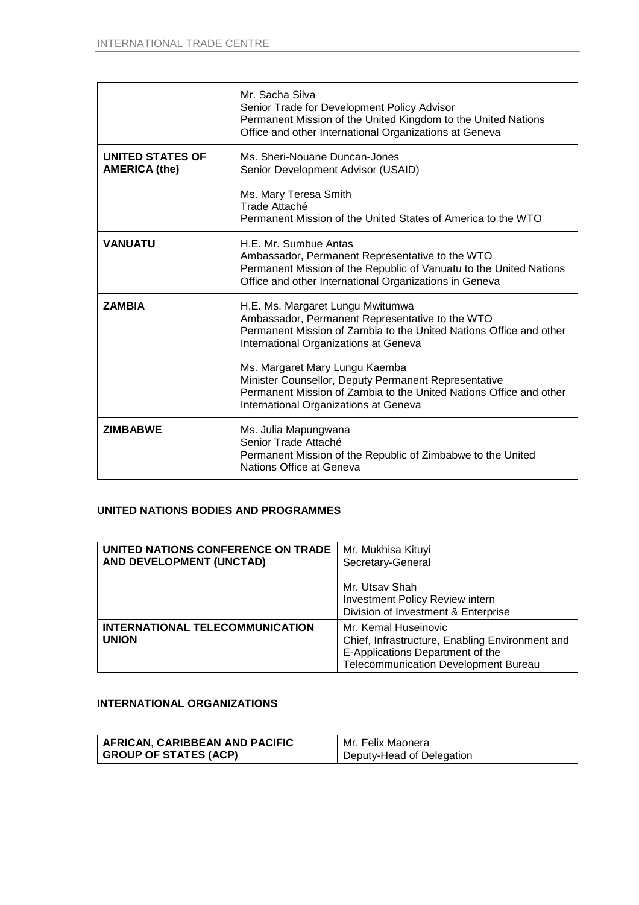| | |
|---|---|
| | Mr. Sacha Silva<br>Senior Trade for Development Policy Advisor<br>Permanent Mission of the United Kingdom to the United Nations Office and other International Organizations at Geneva |
| **UNITED STATES OF AMERICA (the)** | Ms. Sheri-Nouane Duncan-Jones<br>Senior Development Advisor (USAID)<br><br>Ms. Mary Teresa Smith<br>Trade Attaché<br>Permanent Mission of the United States of America to the WTO |
| **VANUATU** | H.E. Mr. Sumbue Antas<br>Ambassador, Permanent Representative to the WTO<br>Permanent Mission of the Republic of Vanuatu to the United Nations Office and other International Organizations in Geneva |
| **ZAMBIA** | H.E. Ms. Margaret Lungu Mwitumwa<br>Ambassador, Permanent Representative to the WTO<br>Permanent Mission of Zambia to the United Nations Office and other International Organizations at Geneva<br><br>Ms. Margaret Mary Lungu Kaemba<br>Minister Counsellor, Deputy Permanent Representative<br>Permanent Mission of Zambia to the United Nations Office and other International Organizations at Geneva |
| **ZIMBABWE** | Ms. Julia Mapungwana<br>Senior Trade Attaché<br>Permanent Mission of the Republic of Zimbabwe to the United Nations Office at Geneva |

## UNITED NATIONS BODIES AND PROGRAMMES

| | |
|---|---|
| **UNITED NATIONS CONFERENCE ON TRADE AND DEVELOPMENT (UNCTAD)** | Mr. Mukhisa Kituyi<br>Secretary-General<br><br>Mr. Utsav Shah<br>Investment Policy Review intern<br>Division of Investment & Enterprise |
| **INTERNATIONAL TELECOMMUNICATION UNION** | Mr. Kemal Huseinovic<br>Chief, Infrastructure, Enabling Environment and E-Applications Department of the Telecommunication Development Bureau |

## INTERNATIONAL ORGANIZATIONS

| | |
|---|---|
| **AFRICAN, CARIBBEAN AND PACIFIC GROUP OF STATES (ACP)** | Mr. Felix Maonera<br>Deputy-Head of Delegation |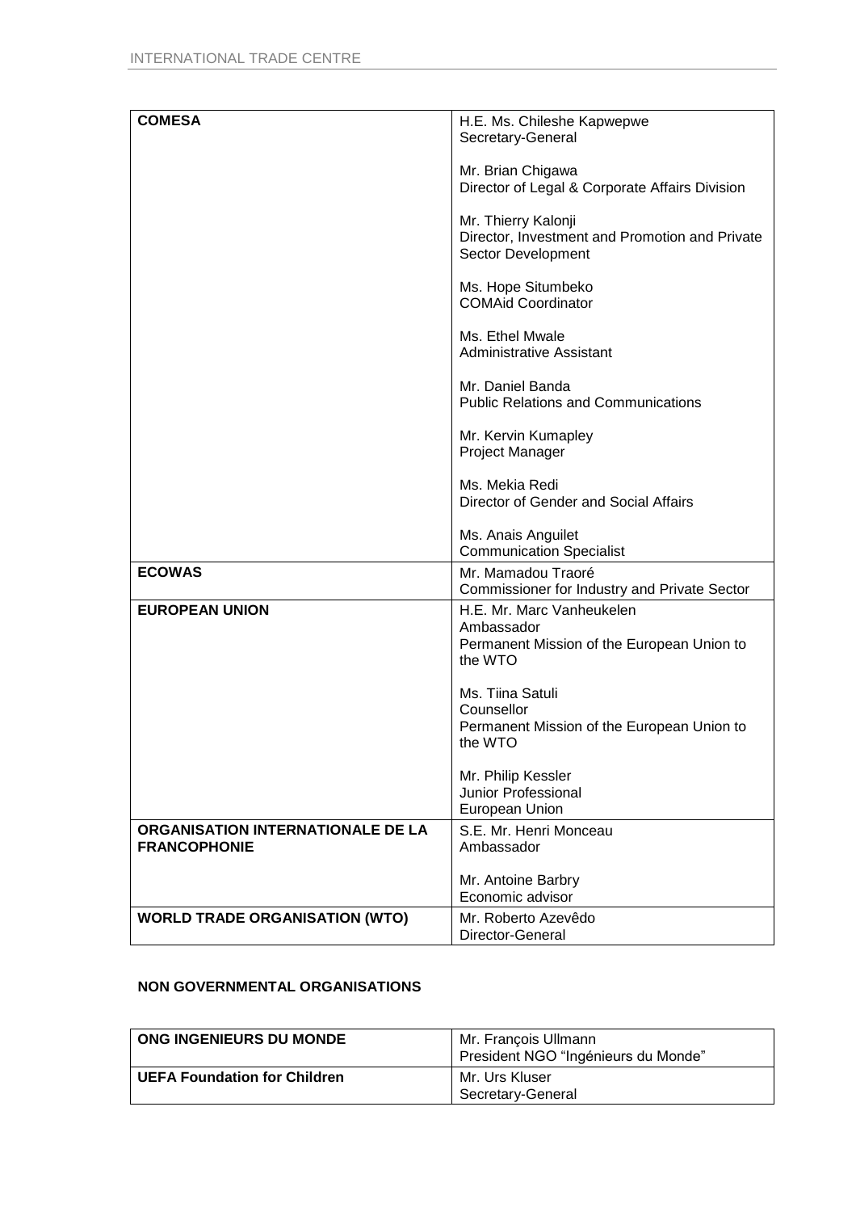| | |
|---|---|
| **COMESA** | H.E. Ms. Chileshe Kapwepwe<br>Secretary-General<br><br>Mr. Brian Chigawa<br>Director of Legal & Corporate Affairs Division<br><br>Mr. Thierry Kalonji<br>Director, Investment and Promotion and Private Sector Development<br><br>Ms. Hope Situmbeko<br>COMAid Coordinator<br><br>Ms. Ethel Mwale<br>Administrative Assistant<br><br>Mr. Daniel Banda<br>Public Relations and Communications<br><br>Mr. Kervin Kumapley<br>Project Manager<br><br>Ms. Mekia Redi<br>Director of Gender and Social Affairs<br><br>Ms. Anais Anguilet<br>Communication Specialist |
| **ECOWAS** | Mr. Mamadou Traoré<br>Commissioner for Industry and Private Sector |
| **EUROPEAN UNION** | H.E. Mr. Marc Vanheukelen<br>Ambassador<br>Permanent Mission of the European Union to the WTO<br><br>Ms. Tiina Satuli<br>Counsellor<br>Permanent Mission of the European Union to the WTO<br><br>Mr. Philip Kessler<br>Junior Professional<br>European Union |
| **ORGANISATION INTERNATIONALE DE LA FRANCOPHONIE** | S.E. Mr. Henri Monceau<br>Ambassador<br><br>Mr. Antoine Barbry<br>Economic advisor |
| **WORLD TRADE ORGANISATION (WTO)** | Mr. Roberto Azevêdo<br>Director-General |

**NON GOVERNMENTAL ORGANISATIONS**

| | |
|---|---|
| **ONG INGENIEURS DU MONDE** | Mr. François Ullmann<br>President NGO "Ingénieurs du Monde" |
| **UEFA Foundation for Children** | Mr. Urs Kluser<br>Secretary-General |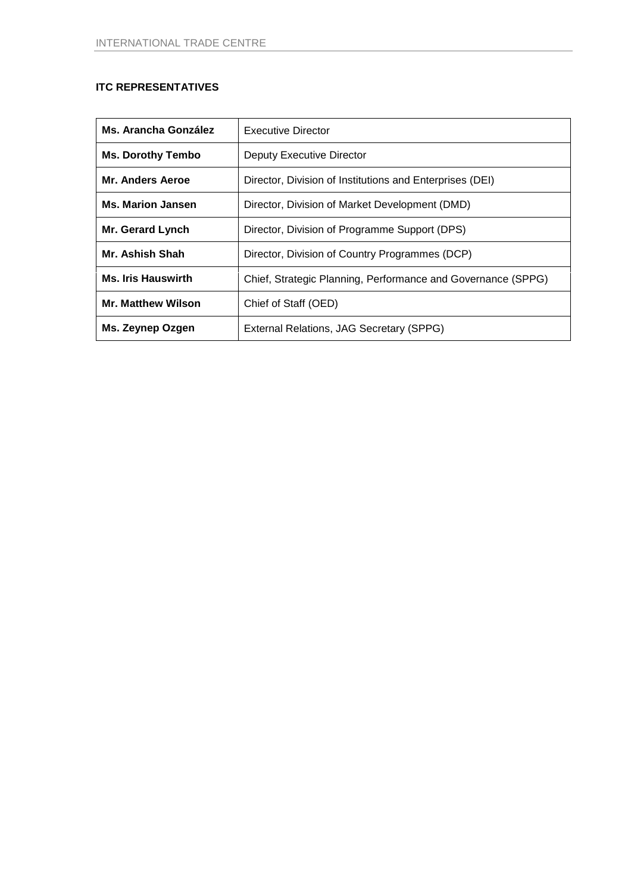**ITC REPRESENTATIVES**

| | |
|---|---|
| **Ms. Arancha González** | Executive Director |
| **Ms. Dorothy Tembo** | Deputy Executive Director |
| **Mr. Anders Aeroe** | Director, Division of Institutions and Enterprises (DEI) |
| **Ms. Marion Jansen** | Director, Division of Market Development (DMD) |
| **Mr. Gerard Lynch** | Director, Division of Programme Support (DPS) |
| **Mr. Ashish Shah** | Director, Division of Country Programmes (DCP) |
| **Ms. Iris Hauswirth** | Chief, Strategic Planning, Performance and Governance (SPPG) |
| **Mr. Matthew Wilson** | Chief of Staff (OED) |
| **Ms. Zeynep Ozgen** | External Relations, JAG Secretary (SPPG) |